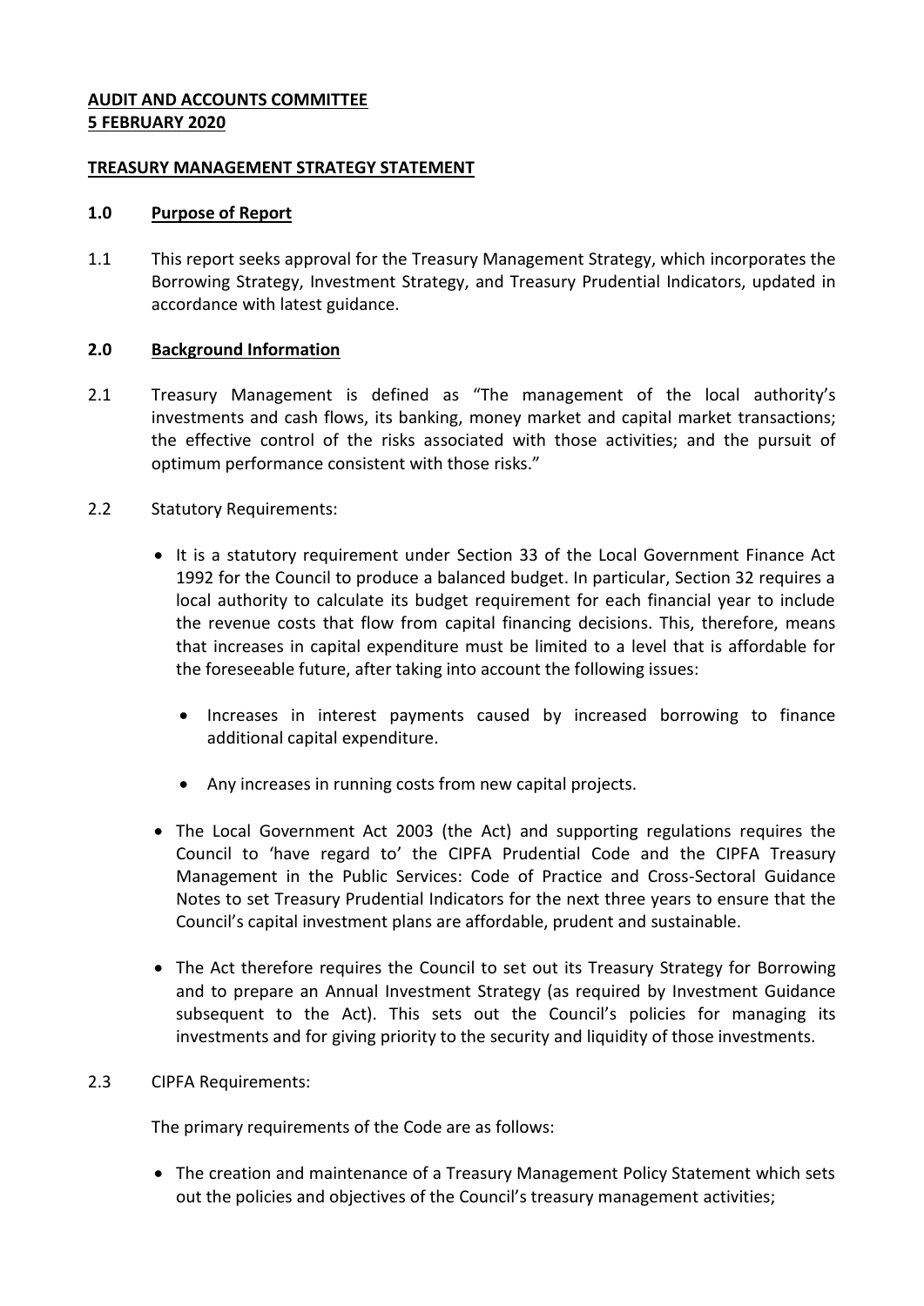**AUDIT AND ACCOUNTS COMMITTEE**
**5 FEBRUARY 2020**

**TREASURY MANAGEMENT STRATEGY STATEMENT**

## 1.0 Purpose of Report

1.1 This report seeks approval for the Treasury Management Strategy, which incorporates the Borrowing Strategy, Investment Strategy, and Treasury Prudential Indicators, updated in accordance with latest guidance.

## 2.0 Background Information

2.1 Treasury Management is defined as "The management of the local authority's investments and cash flows, its banking, money market and capital market transactions; the effective control of the risks associated with those activities; and the pursuit of optimum performance consistent with those risks."

2.2 Statutory Requirements:

- It is a statutory requirement under Section 33 of the Local Government Finance Act 1992 for the Council to produce a balanced budget. In particular, Section 32 requires a local authority to calculate its budget requirement for each financial year to include the revenue costs that flow from capital financing decisions. This, therefore, means that increases in capital expenditure must be limited to a level that is affordable for the foreseeable future, after taking into account the following issues:

    - Increases in interest payments caused by increased borrowing to finance additional capital expenditure.

    - Any increases in running costs from new capital projects.

- The Local Government Act 2003 (the Act) and supporting regulations requires the Council to 'have regard to' the CIPFA Prudential Code and the CIPFA Treasury Management in the Public Services: Code of Practice and Cross-Sectoral Guidance Notes to set Treasury Prudential Indicators for the next three years to ensure that the Council's capital investment plans are affordable, prudent and sustainable.

- The Act therefore requires the Council to set out its Treasury Strategy for Borrowing and to prepare an Annual Investment Strategy (as required by Investment Guidance subsequent to the Act). This sets out the Council's policies for managing its investments and for giving priority to the security and liquidity of those investments.

2.3 CIPFA Requirements:

The primary requirements of the Code are as follows:

- The creation and maintenance of a Treasury Management Policy Statement which sets out the policies and objectives of the Council's treasury management activities;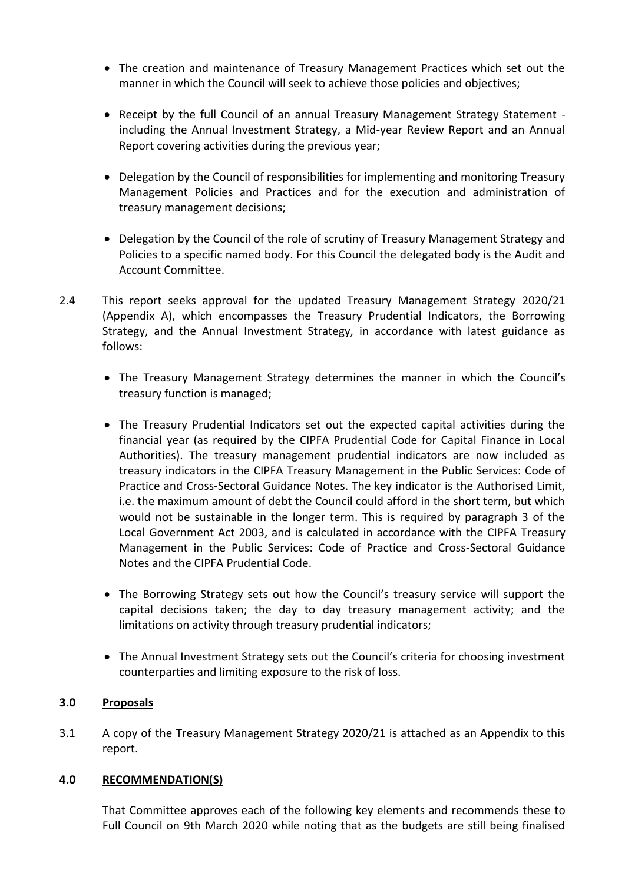- The creation and maintenance of Treasury Management Practices which set out the manner in which the Council will seek to achieve those policies and objectives;

- Receipt by the full Council of an annual Treasury Management Strategy Statement - including the Annual Investment Strategy, a Mid-year Review Report and an Annual Report covering activities during the previous year;

- Delegation by the Council of responsibilities for implementing and monitoring Treasury Management Policies and Practices and for the execution and administration of treasury management decisions;

- Delegation by the Council of the role of scrutiny of Treasury Management Strategy and Policies to a specific named body. For this Council the delegated body is the Audit and Account Committee.

2.4 This report seeks approval for the updated Treasury Management Strategy 2020/21 (Appendix A), which encompasses the Treasury Prudential Indicators, the Borrowing Strategy, and the Annual Investment Strategy, in accordance with latest guidance as follows:

- The Treasury Management Strategy determines the manner in which the Council's treasury function is managed;

- The Treasury Prudential Indicators set out the expected capital activities during the financial year (as required by the CIPFA Prudential Code for Capital Finance in Local Authorities). The treasury management prudential indicators are now included as treasury indicators in the CIPFA Treasury Management in the Public Services: Code of Practice and Cross-Sectoral Guidance Notes. The key indicator is the Authorised Limit, i.e. the maximum amount of debt the Council could afford in the short term, but which would not be sustainable in the longer term. This is required by paragraph 3 of the Local Government Act 2003, and is calculated in accordance with the CIPFA Treasury Management in the Public Services: Code of Practice and Cross-Sectoral Guidance Notes and the CIPFA Prudential Code.

- The Borrowing Strategy sets out how the Council's treasury service will support the capital decisions taken; the day to day treasury management activity; and the limitations on activity through treasury prudential indicators;

- The Annual Investment Strategy sets out the Council's criteria for choosing investment counterparties and limiting exposure to the risk of loss.

## 3.0 Proposals

3.1 A copy of the Treasury Management Strategy 2020/21 is attached as an Appendix to this report.

## 4.0 RECOMMENDATION(S)

That Committee approves each of the following key elements and recommends these to Full Council on 9th March 2020 while noting that as the budgets are still being finalised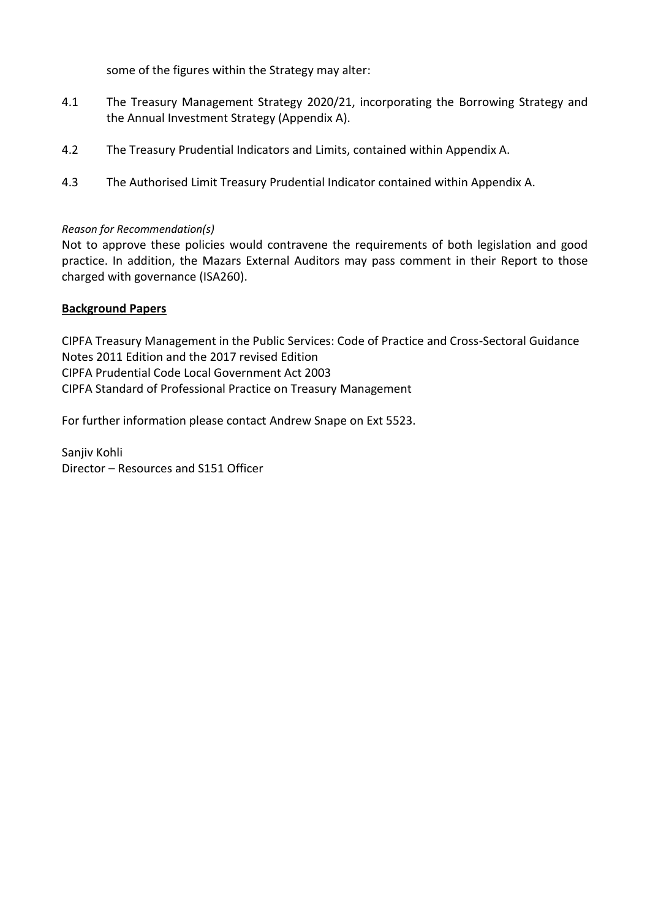some of the figures within the Strategy may alter:

4.1 The Treasury Management Strategy 2020/21, incorporating the Borrowing Strategy and the Annual Investment Strategy (Appendix A).

4.2 The Treasury Prudential Indicators and Limits, contained within Appendix A.

4.3 The Authorised Limit Treasury Prudential Indicator contained within Appendix A.

*Reason for Recommendation(s)*

Not to approve these policies would contravene the requirements of both legislation and good practice. In addition, the Mazars External Auditors may pass comment in their Report to those charged with governance (ISA260).

**Background Papers**

CIPFA Treasury Management in the Public Services: Code of Practice and Cross-Sectoral Guidance Notes 2011 Edition and the 2017 revised Edition
CIPFA Prudential Code Local Government Act 2003
CIPFA Standard of Professional Practice on Treasury Management

For further information please contact Andrew Snape on Ext 5523.

Sanjiv Kohli
Director – Resources and S151 Officer